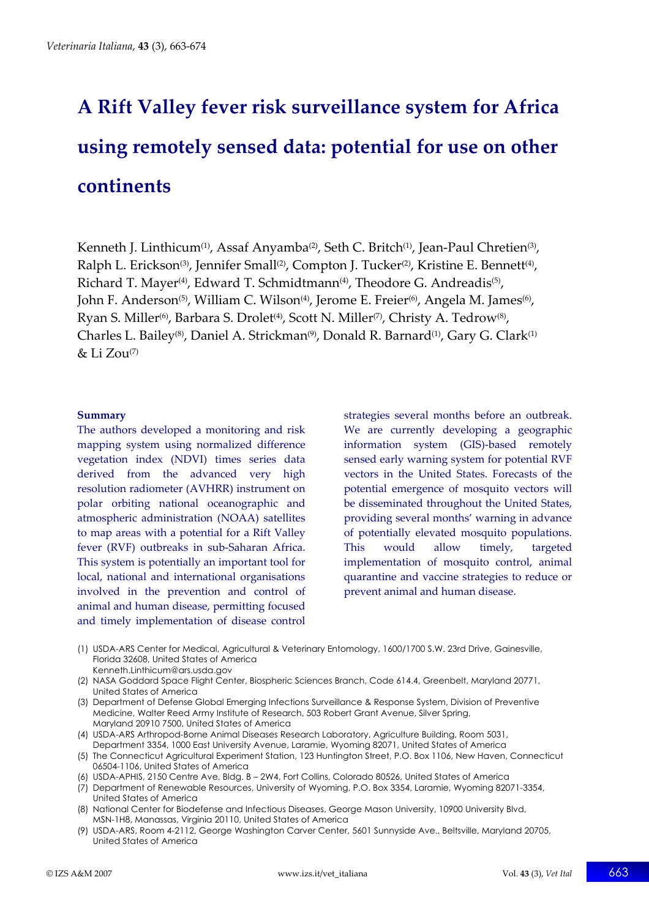# A Rift Valley fever risk surveillance system for Africa using remotely sensed data: potential for use on other continents

Kenneth J. Linthicum[1], Assaf Anyamba[2], Seth C. Britch[1], Jean-Paul Chretien[3], Ralph L. Erickson[3], Jennifer Small[2], Compton J. Tucker[2], Kristine E. Bennett[4], Richard T. Mayer[4], Edward T. Schmidtmann[4], Theodore G. Andreadis[5], John F. Anderson[5], William C. Wilson[4], Jerome E. Freier[6], Angela M. James[6], Ryan S. Miller[6], Barbara S. Drolet[4], Scott N. Miller[7], Christy A. Tedrow[8], Charles L. Bailey[8], Daniel A. Strickman[9], Donald R. Barnard[1], Gary G. Clark[1] & Li Zou[7]

## Summary

The authors developed a monitoring and risk mapping system using normalized difference vegetation index (NDVI) times series data derived from the advanced very high resolution radiometer (AVHRR) instrument on polar orbiting national oceanographic and atmospheric administration (NOAA) satellites to map areas with a potential for a Rift Valley fever (RVF) outbreaks in sub-Saharan Africa. This system is potentially an important tool for local, national and international organisations involved in the prevention and control of animal and human disease, permitting focused and timely implementation of disease control strategies several months before an outbreak. We are currently developing a geographic information system (GIS)-based remotely sensed early warning system for potential RVF vectors in the United States. Forecasts of the potential emergence of mosquito vectors will be disseminated throughout the United States, providing several months' warning in advance of potentially elevated mosquito populations. This would allow timely, targeted implementation of mosquito control, animal quarantine and vaccine strategies to reduce or prevent animal and human disease.

(1) USDA-ARS Center for Medical, Agricultural & Veterinary Entomology, 1600/1700 S.W. 23rd Drive, Gainesville, Florida 32608, United States of America
Kenneth.Linthicum@ars.usda.gov
(2) NASA Goddard Space Flight Center, Biospheric Sciences Branch, Code 614.4, Greenbelt, Maryland 20771, United States of America
(3) Department of Defense Global Emerging Infections Surveillance & Response System, Division of Preventive Medicine, Walter Reed Army Institute of Research, 503 Robert Grant Avenue, Silver Spring, Maryland 20910 7500, United States of America
(4) USDA-ARS Arthropod-Borne Animal Diseases Research Laboratory, Agriculture Building, Room 5031, Department 3354, 1000 East University Avenue, Laramie, Wyoming 82071, United States of America
(5) The Connecticut Agricultural Experiment Station, 123 Huntington Street, P.O. Box 1106, New Haven, Connecticut 06504-1106, United States of America
(6) USDA-APHIS, 2150 Centre Ave, Bldg. B – 2W4, Fort Collins, Colorado 80526, United States of America
(7) Department of Renewable Resources, University of Wyoming, P.O. Box 3354, Laramie, Wyoming 82071-3354, United States of America
(8) National Center for Biodefense and Infectious Diseases, George Mason University, 10900 University Blvd, MSN-1H8, Manassas, Virginia 20110, United States of America
(9) USDA-ARS, Room 4-2112, George Washington Carver Center, 5601 Sunnyside Ave., Beltsville, Maryland 20705, United States of America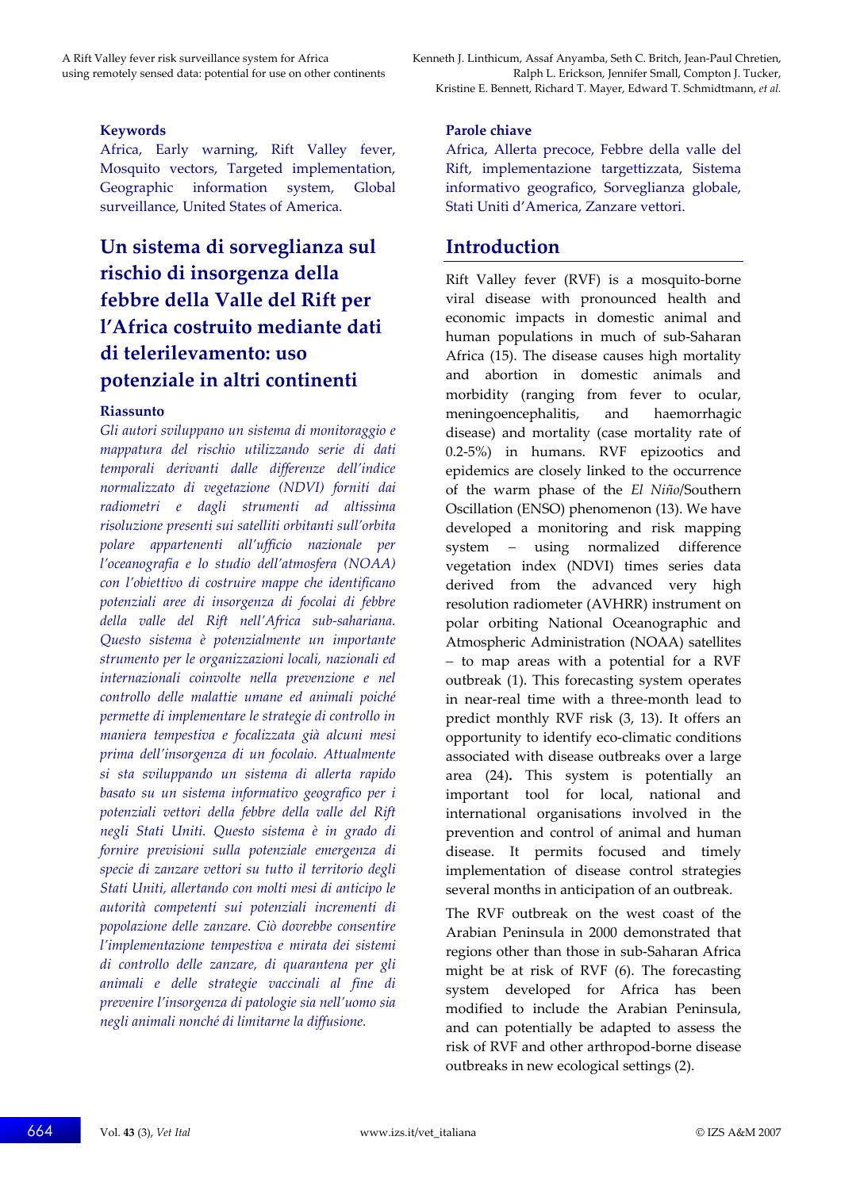**Keywords**

Africa, Early warning, Rift Valley fever, Mosquito vectors, Targeted implementation, Geographic information system, Global surveillance, United States of America.

**Parole chiave**

Africa, Allerta precoce, Febbre della valle del Rift, implementazione targettizzata, Sistema informativo geografico, Sorveglianza globale, Stati Uniti d'America, Zanzare vettori.

## Un sistema di sorveglianza sul rischio di insorgenza della febbre della Valle del Rift per l'Africa costruito mediante dati di telerilevamento: uso potenziale in altri continenti

### Riassunto

*Gli autori sviluppano un sistema di monitoraggio e mappatura del rischio utilizzando serie di dati temporali derivanti dalle differenze dell'indice normalizzato di vegetazione (NDVI) forniti dai radiometri e dagli strumenti ad altissima risoluzione presenti sui satelliti orbitanti sull'orbita polare appartenenti all'ufficio nazionale per l'oceanografia e lo studio dell'atmosfera (NOAA) con l'obiettivo di costruire mappe che identificano potenziali aree di insorgenza di focolai di febbre della valle del Rift nell'Africa sub-sahariana. Questo sistema è potenzialmente un importante strumento per le organizzazioni locali, nazionali ed internazionali coinvolte nella prevenzione e nel controllo delle malattie umane ed animali poiché permette di implementare le strategie di controllo in maniera tempestiva e focalizzata già alcuni mesi prima dell'insorgenza di un focolaio. Attualmente si sta sviluppando un sistema di allerta rapido basato su un sistema informativo geografico per i potenziali vettori della febbre della valle del Rift negli Stati Uniti. Questo sistema è in grado di fornire previsioni sulla potenziale emergenza di specie di zanzare vettori su tutto il territorio degli Stati Uniti, allertando con molti mesi di anticipo le autorità competenti sui potenziali incrementi di popolazione delle zanzare. Ciò dovrebbe consentire l'implementazione tempestiva e mirata dei sistemi di controllo delle zanzare, di quarantena per gli animali e delle strategie vaccinali al fine di prevenire l'insorgenza di patologie sia nell'uomo sia negli animali nonché di limitarne la diffusione.*

## Introduction

Rift Valley fever (RVF) is a mosquito-borne viral disease with pronounced health and economic impacts in domestic animal and human populations in much of sub-Saharan Africa (15). The disease causes high mortality and abortion in domestic animals and morbidity (ranging from fever to ocular, meningoencephalitis, and haemorrhagic disease) and mortality (case mortality rate of 0.2-5%) in humans. RVF epizootics and epidemics are closely linked to the occurrence of the warm phase of the *El Niño*/Southern Oscillation (ENSO) phenomenon (13). We have developed a monitoring and risk mapping system – using normalized difference vegetation index (NDVI) times series data derived from the advanced very high resolution radiometer (AVHRR) instrument on polar orbiting National Oceanographic and Atmospheric Administration (NOAA) satellites – to map areas with a potential for a RVF outbreak (1). This forecasting system operates in near-real time with a three-month lead to predict monthly RVF risk (3, 13). It offers an opportunity to identify eco-climatic conditions associated with disease outbreaks over a large area (24)**.** This system is potentially an important tool for local, national and international organisations involved in the prevention and control of animal and human disease. It permits focused and timely implementation of disease control strategies several months in anticipation of an outbreak.

The RVF outbreak on the west coast of the Arabian Peninsula in 2000 demonstrated that regions other than those in sub-Saharan Africa might be at risk of RVF (6). The forecasting system developed for Africa has been modified to include the Arabian Peninsula, and can potentially be adapted to assess the risk of RVF and other arthropod-borne disease outbreaks in new ecological settings (2).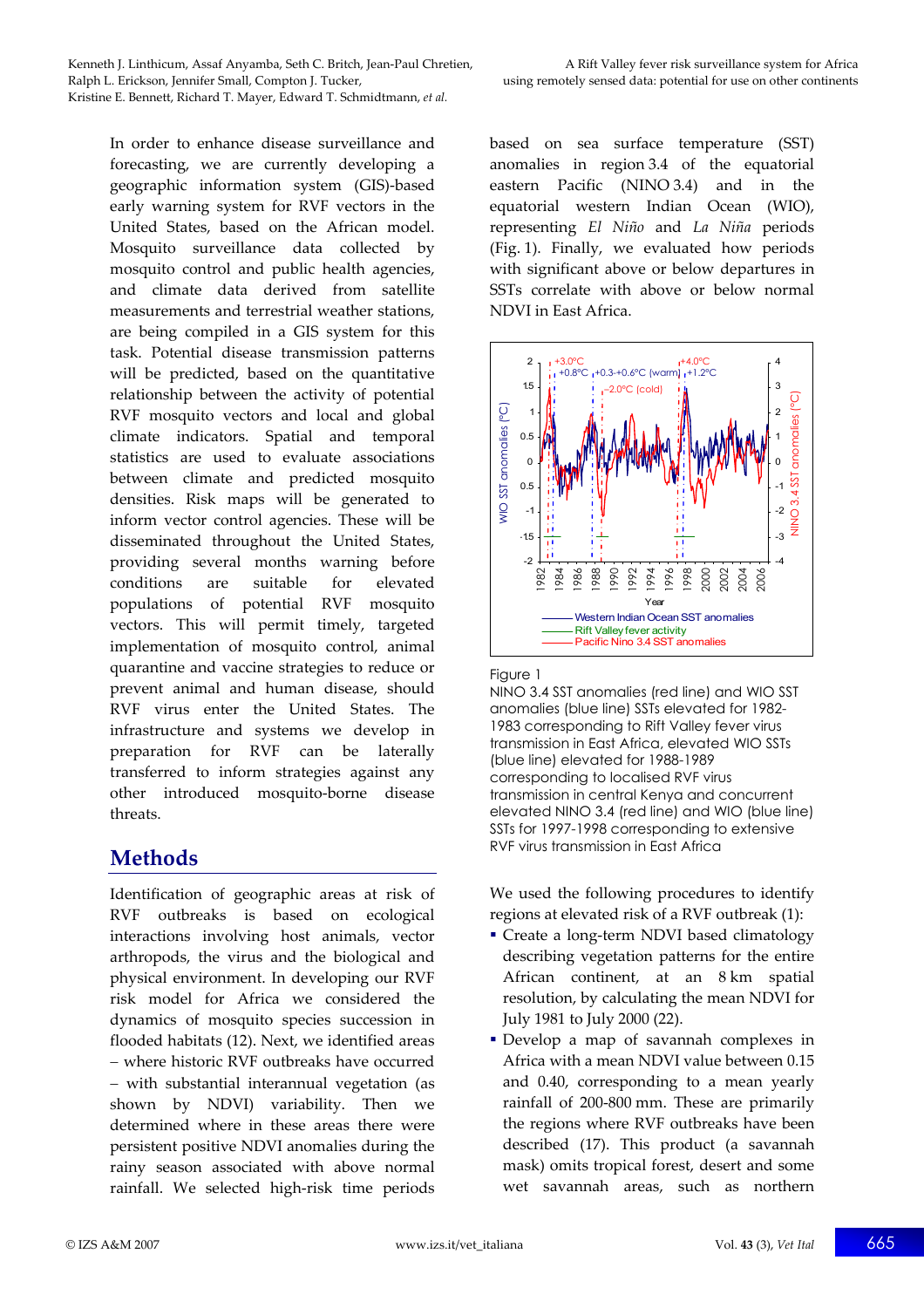In order to enhance disease surveillance and forecasting, we are currently developing a geographic information system (GIS)-based early warning system for RVF vectors in the United States, based on the African model. Mosquito surveillance data collected by mosquito control and public health agencies, and climate data derived from satellite measurements and terrestrial weather stations, are being compiled in a GIS system for this task. Potential disease transmission patterns will be predicted, based on the quantitative relationship between the activity of potential RVF mosquito vectors and local and global climate indicators. Spatial and temporal statistics are used to evaluate associations between climate and predicted mosquito densities. Risk maps will be generated to inform vector control agencies. These will be disseminated throughout the United States, providing several months warning before conditions are suitable for elevated populations of potential RVF mosquito vectors. This will permit timely, targeted implementation of mosquito control, animal quarantine and vaccine strategies to reduce or prevent animal and human disease, should RVF virus enter the United States. The infrastructure and systems we develop in preparation for RVF can be laterally transferred to inform strategies against any other introduced mosquito-borne disease threats.

## Methods

Identification of geographic areas at risk of RVF outbreaks is based on ecological interactions involving host animals, vector arthropods, the virus and the biological and physical environment. In developing our RVF risk model for Africa we considered the dynamics of mosquito species succession in flooded habitats (12). Next, we identified areas – where historic RVF outbreaks have occurred – with substantial interannual vegetation (as shown by NDVI) variability. Then we determined where in these areas there were persistent positive NDVI anomalies during the rainy season associated with above normal rainfall. We selected high-risk time periods based on sea surface temperature (SST) anomalies in region 3.4 of the equatorial eastern Pacific (NINO 3.4) and in the equatorial western Indian Ocean (WIO), representing *El Niño* and *La Niña* periods (Fig. 1). Finally, we evaluated how periods with significant above or below departures in SSTs correlate with above or below normal NDVI in East Africa.

Figure 1
NINO 3.4 SST anomalies (red line) and WIO SST anomalies (blue line) SSTs elevated for 1982-1983 corresponding to Rift Valley fever virus transmission in East Africa, elevated WIO SSTs (blue line) elevated for 1988-1989 corresponding to localised RVF virus transmission in central Kenya and concurrent elevated NINO 3.4 (red line) and WIO (blue line) SSTs for 1997-1998 corresponding to extensive RVF virus transmission in East Africa

We used the following procedures to identify regions at elevated risk of a RVF outbreak (1):

- Create a long-term NDVI based climatology describing vegetation patterns for the entire African continent, at an 8 km spatial resolution, by calculating the mean NDVI for July 1981 to July 2000 (22).
- Develop a map of savannah complexes in Africa with a mean NDVI value between 0.15 and 0.40, corresponding to a mean yearly rainfall of 200-800 mm. These are primarily the regions where RVF outbreaks have been described (17). This product (a savannah mask) omits tropical forest, desert and some wet savannah areas, such as northern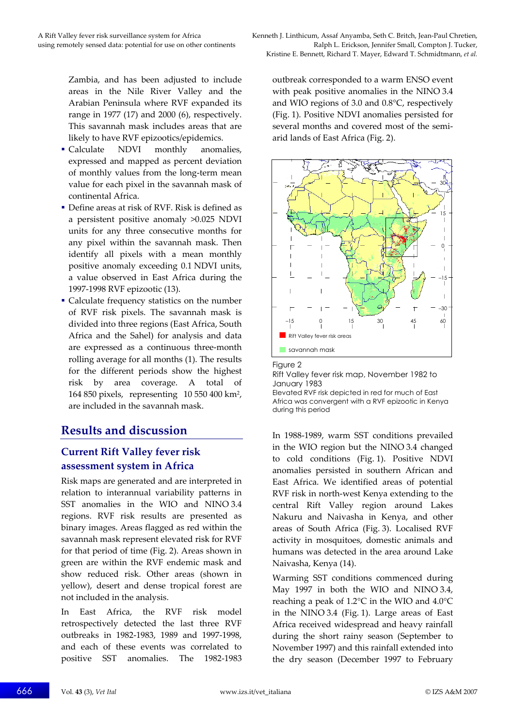Zambia, and has been adjusted to include areas in the Nile River Valley and the Arabian Peninsula where RVF expanded its range in 1977 (17) and 2000 (6), respectively. This savannah mask includes areas that are likely to have RVF epizootics/epidemics.

- Calculate NDVI monthly anomalies, expressed and mapped as percent deviation of monthly values from the long-term mean value for each pixel in the savannah mask of continental Africa.
- Define areas at risk of RVF. Risk is defined as a persistent positive anomaly >0.025 NDVI units for any three consecutive months for any pixel within the savannah mask. Then identify all pixels with a mean monthly positive anomaly exceeding 0.1 NDVI units, a value observed in East Africa during the 1997-1998 RVF epizootic (13).
- Calculate frequency statistics on the number of RVF risk pixels. The savannah mask is divided into three regions (East Africa, South Africa and the Sahel) for analysis and data are expressed as a continuous three-month rolling average for all months (1). The results for the different periods show the highest risk by area coverage. A total of 164 850 pixels, representing 10 550 400 km$^2$, are included in the savannah mask.

## Results and discussion

### Current Rift Valley fever risk assessment system in Africa

Risk maps are generated and are interpreted in relation to interannual variability patterns in SST anomalies in the WIO and NINO 3.4 regions. RVF risk results are presented as binary images. Areas flagged as red within the savannah mask represent elevated risk for RVF for that period of time (Fig. 2). Areas shown in green are within the RVF endemic mask and show reduced risk. Other areas (shown in yellow), desert and dense tropical forest are not included in the analysis.

In East Africa, the RVF risk model retrospectively detected the last three RVF outbreaks in 1982-1983, 1989 and 1997-1998, and each of these events was correlated to positive SST anomalies. The 1982-1983 outbreak corresponded to a warm ENSO event with peak positive anomalies in the NINO 3.4 and WIO regions of 3.0 and 0.8°C, respectively (Fig. 1). Positive NDVI anomalies persisted for several months and covered most of the semi-arid lands of East Africa (Fig. 2).

Figure 2
Rift Valley fever risk map, November 1982 to January 1983
Elevated RVF risk depicted in red for much of East Africa was convergent with a RVF epizootic in Kenya during this period

In 1988-1989, warm SST conditions prevailed in the WIO region but the NINO 3.4 changed to cold conditions (Fig. 1). Positive NDVI anomalies persisted in southern African and East Africa. We identified areas of potential RVF risk in north-west Kenya extending to the central Rift Valley region around Lakes Nakuru and Naivasha in Kenya, and other areas of South Africa (Fig. 3). Localised RVF activity in mosquitoes, domestic animals and humans was detected in the area around Lake Naivasha, Kenya (14).

Warming SST conditions commenced during May 1997 in both the WIO and NINO 3.4, reaching a peak of 1.2°C in the WIO and 4.0°C in the NINO 3.4 (Fig. 1). Large areas of East Africa received widespread and heavy rainfall during the short rainy season (September to November 1997) and this rainfall extended into the dry season (December 1997 to February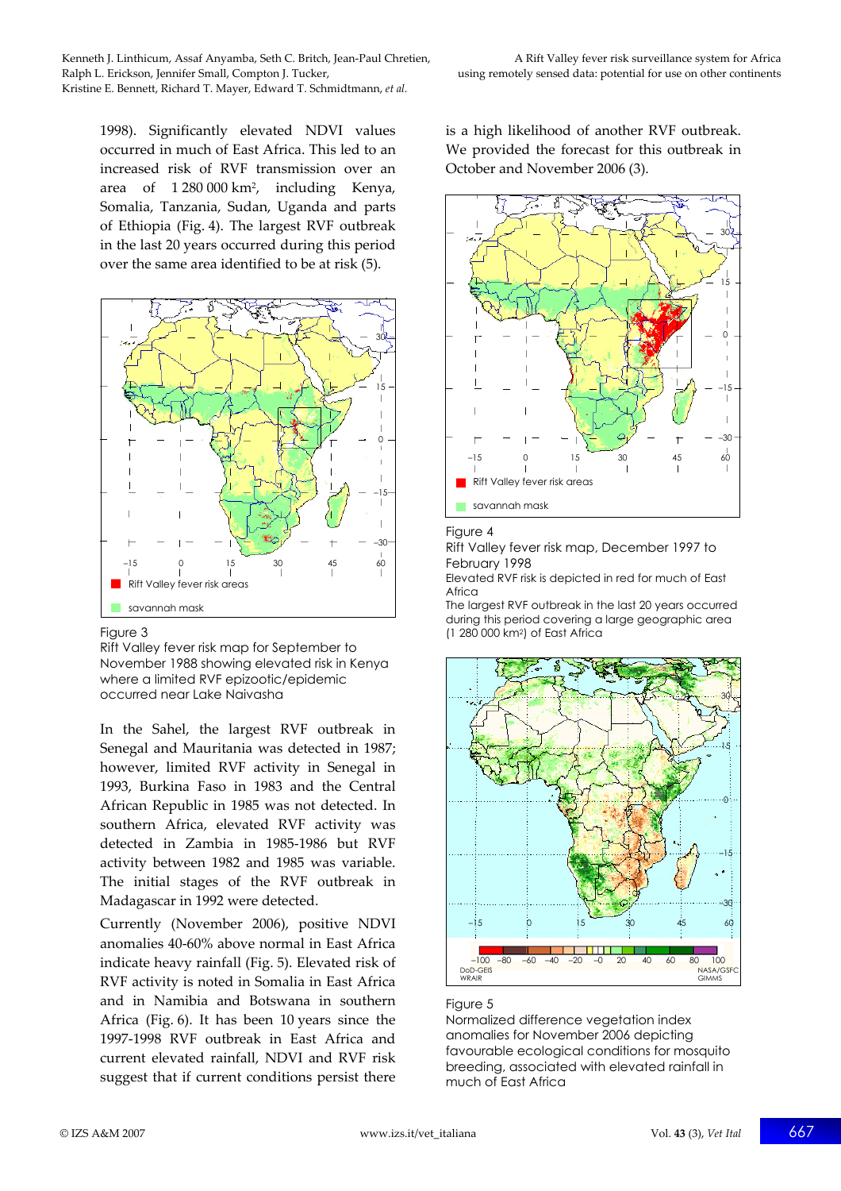1998). Significantly elevated NDVI values occurred in much of East Africa. This led to an increased risk of RVF transmission over an area of 1 280 000 km², including Kenya, Somalia, Tanzania, Sudan, Uganda and parts of Ethiopia (Fig. 4). The largest RVF outbreak in the last 20 years occurred during this period over the same area identified to be at risk (5).

Figure 3
Rift Valley fever risk map for September to November 1988 showing elevated risk in Kenya where a limited RVF epizootic/epidemic occurred near Lake Naivasha

In the Sahel, the largest RVF outbreak in Senegal and Mauritania was detected in 1987; however, limited RVF activity in Senegal in 1993, Burkina Faso in 1983 and the Central African Republic in 1985 was not detected. In southern Africa, elevated RVF activity was detected in Zambia in 1985-1986 but RVF activity between 1982 and 1985 was variable. The initial stages of the RVF outbreak in Madagascar in 1992 were detected.

Currently (November 2006), positive NDVI anomalies 40-60% above normal in East Africa indicate heavy rainfall (Fig. 5). Elevated risk of RVF activity is noted in Somalia in East Africa and in Namibia and Botswana in southern Africa (Fig. 6). It has been 10 years since the 1997-1998 RVF outbreak in East Africa and current elevated rainfall, NDVI and RVF risk suggest that if current conditions persist there is a high likelihood of another RVF outbreak. We provided the forecast for this outbreak in October and November 2006 (3).

Figure 4
Rift Valley fever risk map, December 1997 to February 1998
Elevated RVF risk is depicted in red for much of East Africa
The largest RVF outbreak in the last 20 years occurred during this period covering a large geographic area (1 280 000 km²) of East Africa

Figure 5
Normalized difference vegetation index anomalies for November 2006 depicting favourable ecological conditions for mosquito breeding, associated with elevated rainfall in much of East Africa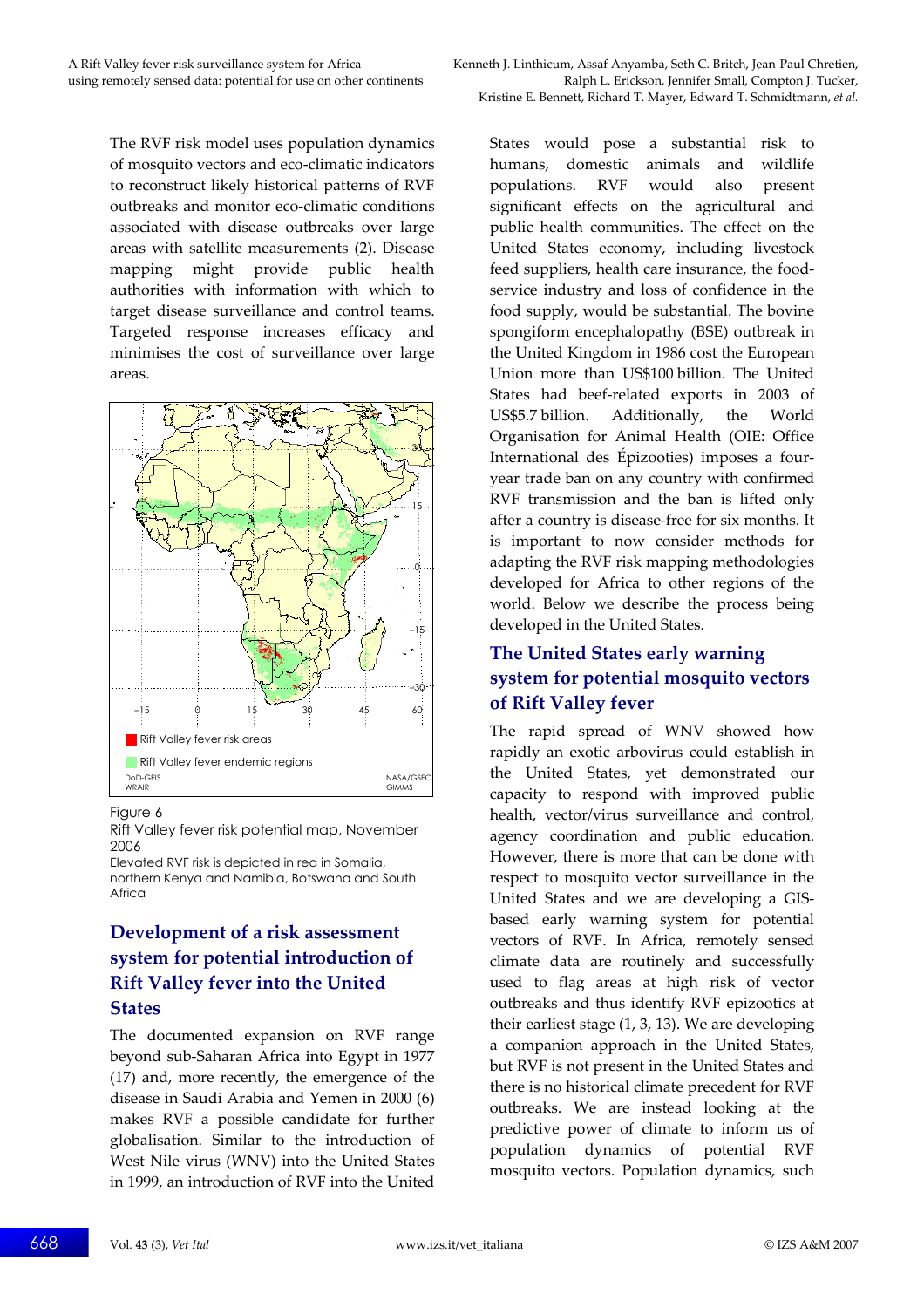The RVF risk model uses population dynamics of mosquito vectors and eco-climatic indicators to reconstruct likely historical patterns of RVF outbreaks and monitor eco-climatic conditions associated with disease outbreaks over large areas with satellite measurements (2). Disease mapping might provide public health authorities with information with which to target disease surveillance and control teams. Targeted response increases efficacy and minimises the cost of surveillance over large areas.

Figure 6
Rift Valley fever risk potential map, November 2006
Elevated RVF risk is depicted in red in Somalia, northern Kenya and Namibia, Botswana and South Africa

## Development of a risk assessment system for potential introduction of Rift Valley fever into the United States

The documented expansion on RVF range beyond sub-Saharan Africa into Egypt in 1977 (17) and, more recently, the emergence of the disease in Saudi Arabia and Yemen in 2000 (6) makes RVF a possible candidate for further globalisation. Similar to the introduction of West Nile virus (WNV) into the United States in 1999, an introduction of RVF into the United States would pose a substantial risk to humans, domestic animals and wildlife populations. RVF would also present significant effects on the agricultural and public health communities. The effect on the United States economy, including livestock feed suppliers, health care insurance, the food-service industry and loss of confidence in the food supply, would be substantial. The bovine spongiform encephalopathy (BSE) outbreak in the United Kingdom in 1986 cost the European Union more than US$100 billion. The United States had beef-related exports in 2003 of US$5.7 billion. Additionally, the World Organisation for Animal Health (OIE: Office International des Épizooties) imposes a four-year trade ban on any country with confirmed RVF transmission and the ban is lifted only after a country is disease-free for six months. It is important to now consider methods for adapting the RVF risk mapping methodologies developed for Africa to other regions of the world. Below we describe the process being developed in the United States.

## The United States early warning system for potential mosquito vectors of Rift Valley fever

The rapid spread of WNV showed how rapidly an exotic arbovirus could establish in the United States, yet demonstrated our capacity to respond with improved public health, vector/virus surveillance and control, agency coordination and public education. However, there is more that can be done with respect to mosquito vector surveillance in the United States and we are developing a GIS-based early warning system for potential vectors of RVF. In Africa, remotely sensed climate data are routinely and successfully used to flag areas at high risk of vector outbreaks and thus identify RVF epizootics at their earliest stage (1, 3, 13). We are developing a companion approach in the United States, but RVF is not present in the United States and there is no historical climate precedent for RVF outbreaks. We are instead looking at the predictive power of climate to inform us of population dynamics of potential RVF mosquito vectors. Population dynamics, such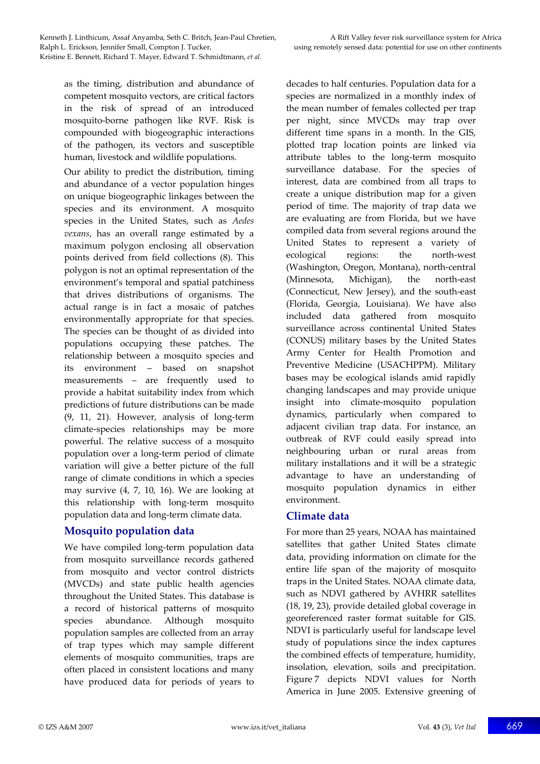as the timing, distribution and abundance of competent mosquito vectors, are critical factors in the risk of spread of an introduced mosquito-borne pathogen like RVF. Risk is compounded with biogeographic interactions of the pathogen, its vectors and susceptible human, livestock and wildlife populations.

Our ability to predict the distribution, timing and abundance of a vector population hinges on unique biogeographic linkages between the species and its environment. A mosquito species in the United States, such as *Aedes vexans*, has an overall range estimated by a maximum polygon enclosing all observation points derived from field collections (8). This polygon is not an optimal representation of the environment's temporal and spatial patchiness that drives distributions of organisms. The actual range is in fact a mosaic of patches environmentally appropriate for that species. The species can be thought of as divided into populations occupying these patches. The relationship between a mosquito species and its environment – based on snapshot measurements – are frequently used to provide a habitat suitability index from which predictions of future distributions can be made (9, 11, 21). However, analysis of long-term climate-species relationships may be more powerful. The relative success of a mosquito population over a long-term period of climate variation will give a better picture of the full range of climate conditions in which a species may survive (4, 7, 10, 16). We are looking at this relationship with long-term mosquito population data and long-term climate data.

## Mosquito population data

We have compiled long-term population data from mosquito surveillance records gathered from mosquito and vector control districts (MVCDs) and state public health agencies throughout the United States. This database is a record of historical patterns of mosquito species abundance. Although mosquito population samples are collected from an array of trap types which may sample different elements of mosquito communities, traps are often placed in consistent locations and many have produced data for periods of years to decades to half centuries. Population data for a species are normalized in a monthly index of the mean number of females collected per trap per night, since MVCDs may trap over different time spans in a month. In the GIS, plotted trap location points are linked via attribute tables to the long-term mosquito surveillance database. For the species of interest, data are combined from all traps to create a unique distribution map for a given period of time. The majority of trap data we are evaluating are from Florida, but we have compiled data from several regions around the United States to represent a variety of ecological regions: the north-west (Washington, Oregon, Montana), north-central (Minnesota, Michigan), the north-east (Connecticut, New Jersey), and the south-east (Florida, Georgia, Louisiana). We have also included data gathered from mosquito surveillance across continental United States (CONUS) military bases by the United States Army Center for Health Promotion and Preventive Medicine (USACHPPM). Military bases may be ecological islands amid rapidly changing landscapes and may provide unique insight into climate-mosquito population dynamics, particularly when compared to adjacent civilian trap data. For instance, an outbreak of RVF could easily spread into neighbouring urban or rural areas from military installations and it will be a strategic advantage to have an understanding of mosquito population dynamics in either environment.

## Climate data

For more than 25 years, NOAA has maintained satellites that gather United States climate data, providing information on climate for the entire life span of the majority of mosquito traps in the United States. NOAA climate data, such as NDVI gathered by AVHRR satellites (18, 19, 23), provide detailed global coverage in georeferenced raster format suitable for GIS. NDVI is particularly useful for landscape level study of populations since the index captures the combined effects of temperature, humidity, insolation, elevation, soils and precipitation. Figure 7 depicts NDVI values for North America in June 2005. Extensive greening of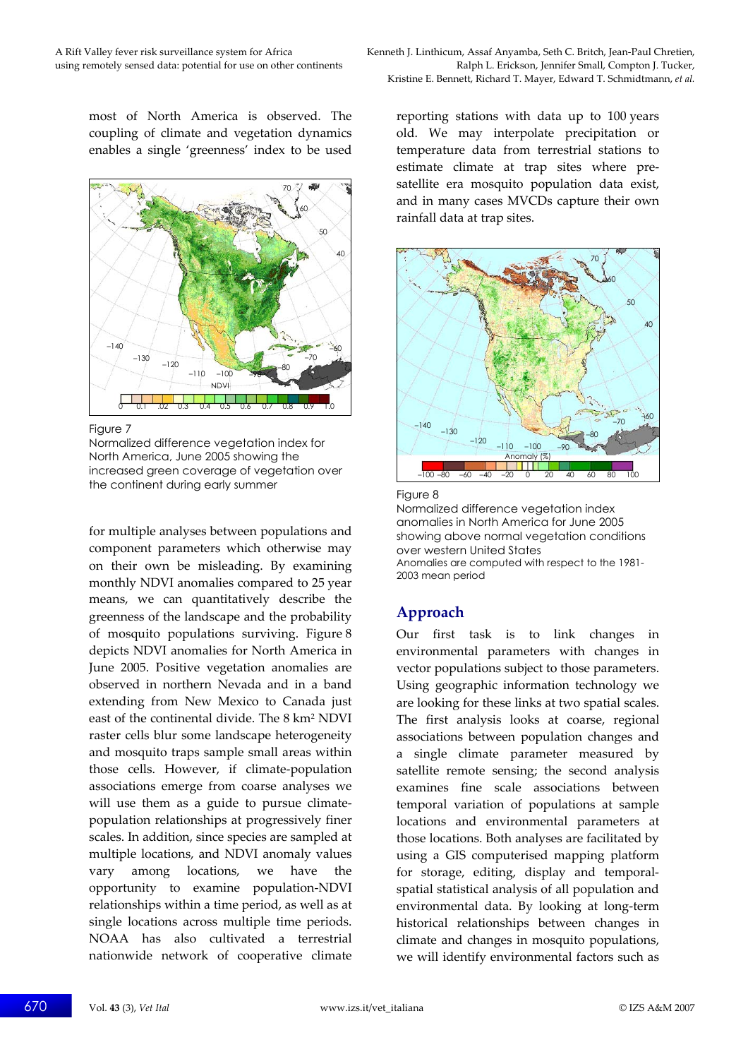most of North America is observed. The coupling of climate and vegetation dynamics enables a single 'greenness' index to be used for multiple analyses between populations and component parameters which otherwise may on their own be misleading. By examining monthly NDVI anomalies compared to 25 year means, we can quantitatively describe the greenness of the landscape and the probability of mosquito populations surviving. Figure 8 depicts NDVI anomalies for North America in June 2005. Positive vegetation anomalies are observed in northern Nevada and in a band extending from New Mexico to Canada just east of the continental divide. The 8 km$^2$ NDVI raster cells blur some landscape heterogeneity and mosquito traps sample small areas within those cells. However, if climate-population associations emerge from coarse analyses we will use them as a guide to pursue climate-population relationships at progressively finer scales. In addition, since species are sampled at multiple locations, and NDVI anomaly values vary among locations, we have the opportunity to examine population-NDVI relationships within a time period, as well as at single locations across multiple time periods. NOAA has also cultivated a terrestrial nationwide network of cooperative climate reporting stations with data up to 100 years old. We may interpolate precipitation or temperature data from terrestrial stations to estimate climate at trap sites where pre-satellite era mosquito population data exist, and in many cases MVCDs capture their own rainfall data at trap sites.

Figure 7
Normalized difference vegetation index for North America, June 2005 showing the increased green coverage of vegetation over the continent during early summer

Figure 8
Normalized difference vegetation index anomalies in North America for June 2005 showing above normal vegetation conditions over western United States
Anomalies are computed with respect to the 1981-2003 mean period

## Approach

Our first task is to link changes in environmental parameters with changes in vector populations subject to those parameters. Using geographic information technology we are looking for these links at two spatial scales. The first analysis looks at coarse, regional associations between population changes and a single climate parameter measured by satellite remote sensing; the second analysis examines fine scale associations between temporal variation of populations at sample locations and environmental parameters at those locations. Both analyses are facilitated by using a GIS computerised mapping platform for storage, editing, display and temporal-spatial statistical analysis of all population and environmental data. By looking at long-term historical relationships between changes in climate and changes in mosquito populations, we will identify environmental factors such as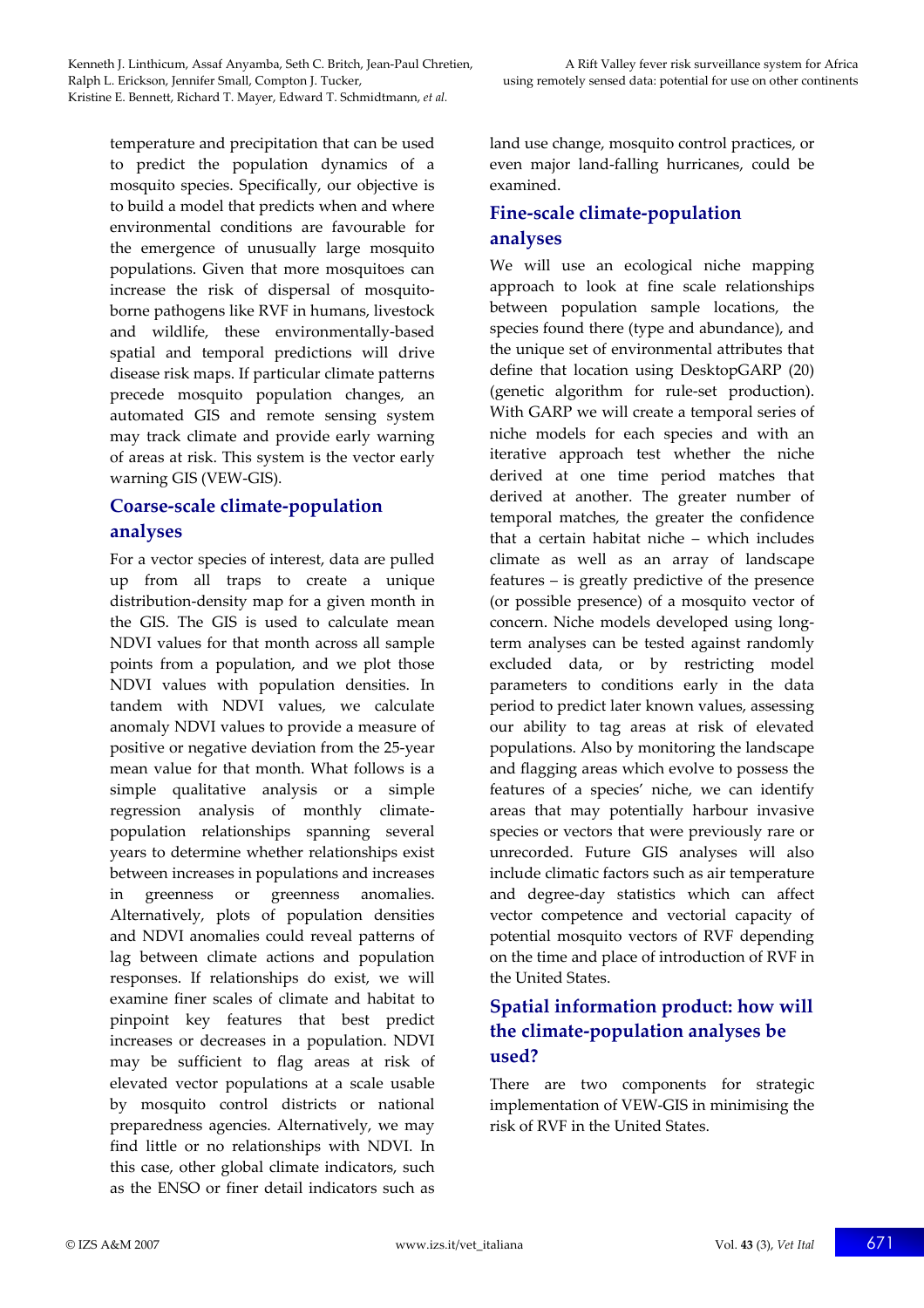temperature and precipitation that can be used to predict the population dynamics of a mosquito species. Specifically, our objective is to build a model that predicts when and where environmental conditions are favourable for the emergence of unusually large mosquito populations. Given that more mosquitoes can increase the risk of dispersal of mosquito-borne pathogens like RVF in humans, livestock and wildlife, these environmentally-based spatial and temporal predictions will drive disease risk maps. If particular climate patterns precede mosquito population changes, an automated GIS and remote sensing system may track climate and provide early warning of areas at risk. This system is the vector early warning GIS (VEW-GIS).

## Coarse-scale climate-population analyses

For a vector species of interest, data are pulled up from all traps to create a unique distribution-density map for a given month in the GIS. The GIS is used to calculate mean NDVI values for that month across all sample points from a population, and we plot those NDVI values with population densities. In tandem with NDVI values, we calculate anomaly NDVI values to provide a measure of positive or negative deviation from the 25-year mean value for that month. What follows is a simple qualitative analysis or a simple regression analysis of monthly climate-population relationships spanning several years to determine whether relationships exist between increases in populations and increases in greenness or greenness anomalies. Alternatively, plots of population densities and NDVI anomalies could reveal patterns of lag between climate actions and population responses. If relationships do exist, we will examine finer scales of climate and habitat to pinpoint key features that best predict increases or decreases in a population. NDVI may be sufficient to flag areas at risk of elevated vector populations at a scale usable by mosquito control districts or national preparedness agencies. Alternatively, we may find little or no relationships with NDVI. In this case, other global climate indicators, such as the ENSO or finer detail indicators such as land use change, mosquito control practices, or even major land-falling hurricanes, could be examined.

## Fine-scale climate-population analyses

We will use an ecological niche mapping approach to look at fine scale relationships between population sample locations, the species found there (type and abundance), and the unique set of environmental attributes that define that location using DesktopGARP (20) (genetic algorithm for rule-set production). With GARP we will create a temporal series of niche models for each species and with an iterative approach test whether the niche derived at one time period matches that derived at another. The greater number of temporal matches, the greater the confidence that a certain habitat niche – which includes climate as well as an array of landscape features – is greatly predictive of the presence (or possible presence) of a mosquito vector of concern. Niche models developed using long-term analyses can be tested against randomly excluded data, or by restricting model parameters to conditions early in the data period to predict later known values, assessing our ability to tag areas at risk of elevated populations. Also by monitoring the landscape and flagging areas which evolve to possess the features of a species' niche, we can identify areas that may potentially harbour invasive species or vectors that were previously rare or unrecorded. Future GIS analyses will also include climatic factors such as air temperature and degree-day statistics which can affect vector competence and vectorial capacity of potential mosquito vectors of RVF depending on the time and place of introduction of RVF in the United States.

## Spatial information product: how will the climate-population analyses be used?

There are two components for strategic implementation of VEW-GIS in minimising the risk of RVF in the United States.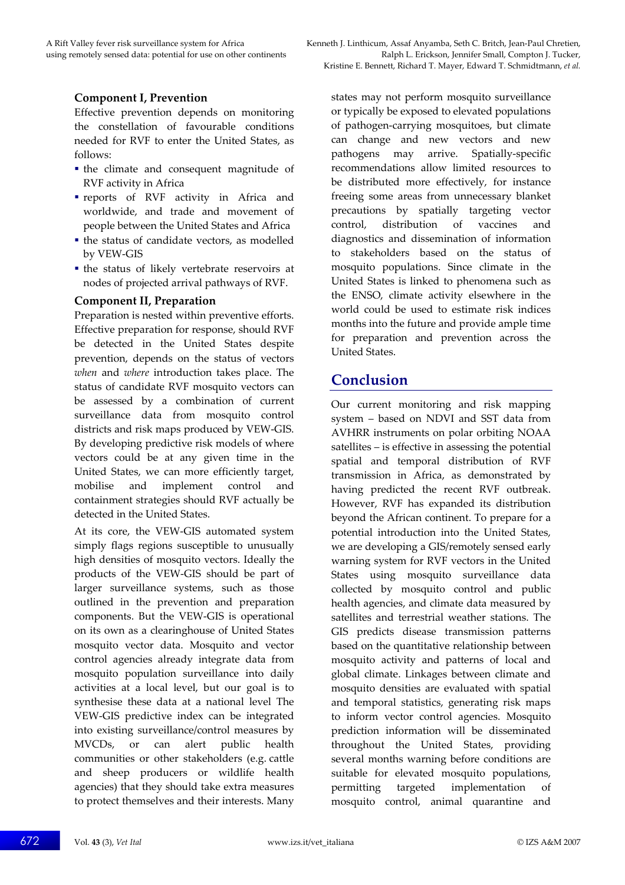### Component I, Prevention

Effective prevention depends on monitoring the constellation of favourable conditions needed for RVF to enter the United States, as follows:

- the climate and consequent magnitude of RVF activity in Africa
- reports of RVF activity in Africa and worldwide, and trade and movement of people between the United States and Africa
- the status of candidate vectors, as modelled by VEW-GIS
- the status of likely vertebrate reservoirs at nodes of projected arrival pathways of RVF.

### Component II, Preparation

Preparation is nested within preventive efforts. Effective preparation for response, should RVF be detected in the United States despite prevention, depends on the status of vectors *when* and *where* introduction takes place. The status of candidate RVF mosquito vectors can be assessed by a combination of current surveillance data from mosquito control districts and risk maps produced by VEW-GIS. By developing predictive risk models of where vectors could be at any given time in the United States, we can more efficiently target, mobilise and implement control and containment strategies should RVF actually be detected in the United States.

At its core, the VEW-GIS automated system simply flags regions susceptible to unusually high densities of mosquito vectors. Ideally the products of the VEW-GIS should be part of larger surveillance systems, such as those outlined in the prevention and preparation components. But the VEW-GIS is operational on its own as a clearinghouse of United States mosquito vector data. Mosquito and vector control agencies already integrate data from mosquito population surveillance into daily activities at a local level, but our goal is to synthesise these data at a national level The VEW-GIS predictive index can be integrated into existing surveillance/control measures by MVCDs, or can alert public health communities or other stakeholders (e.g. cattle and sheep producers or wildlife health agencies) that they should take extra measures to protect themselves and their interests. Many states may not perform mosquito surveillance or typically be exposed to elevated populations of pathogen-carrying mosquitoes, but climate can change and new vectors and new pathogens may arrive. Spatially-specific recommendations allow limited resources to be distributed more effectively, for instance freeing some areas from unnecessary blanket precautions by spatially targeting vector control, distribution of vaccines and diagnostics and dissemination of information to stakeholders based on the status of mosquito populations. Since climate in the United States is linked to phenomena such as the ENSO, climate activity elsewhere in the world could be used to estimate risk indices months into the future and provide ample time for preparation and prevention across the United States.

## Conclusion

Our current monitoring and risk mapping system – based on NDVI and SST data from AVHRR instruments on polar orbiting NOAA satellites – is effective in assessing the potential spatial and temporal distribution of RVF transmission in Africa, as demonstrated by having predicted the recent RVF outbreak. However, RVF has expanded its distribution beyond the African continent. To prepare for a potential introduction into the United States, we are developing a GIS/remotely sensed early warning system for RVF vectors in the United States using mosquito surveillance data collected by mosquito control and public health agencies, and climate data measured by satellites and terrestrial weather stations. The GIS predicts disease transmission patterns based on the quantitative relationship between mosquito activity and patterns of local and global climate. Linkages between climate and mosquito densities are evaluated with spatial and temporal statistics, generating risk maps to inform vector control agencies. Mosquito prediction information will be disseminated throughout the United States, providing several months warning before conditions are suitable for elevated mosquito populations, permitting targeted implementation of mosquito control, animal quarantine and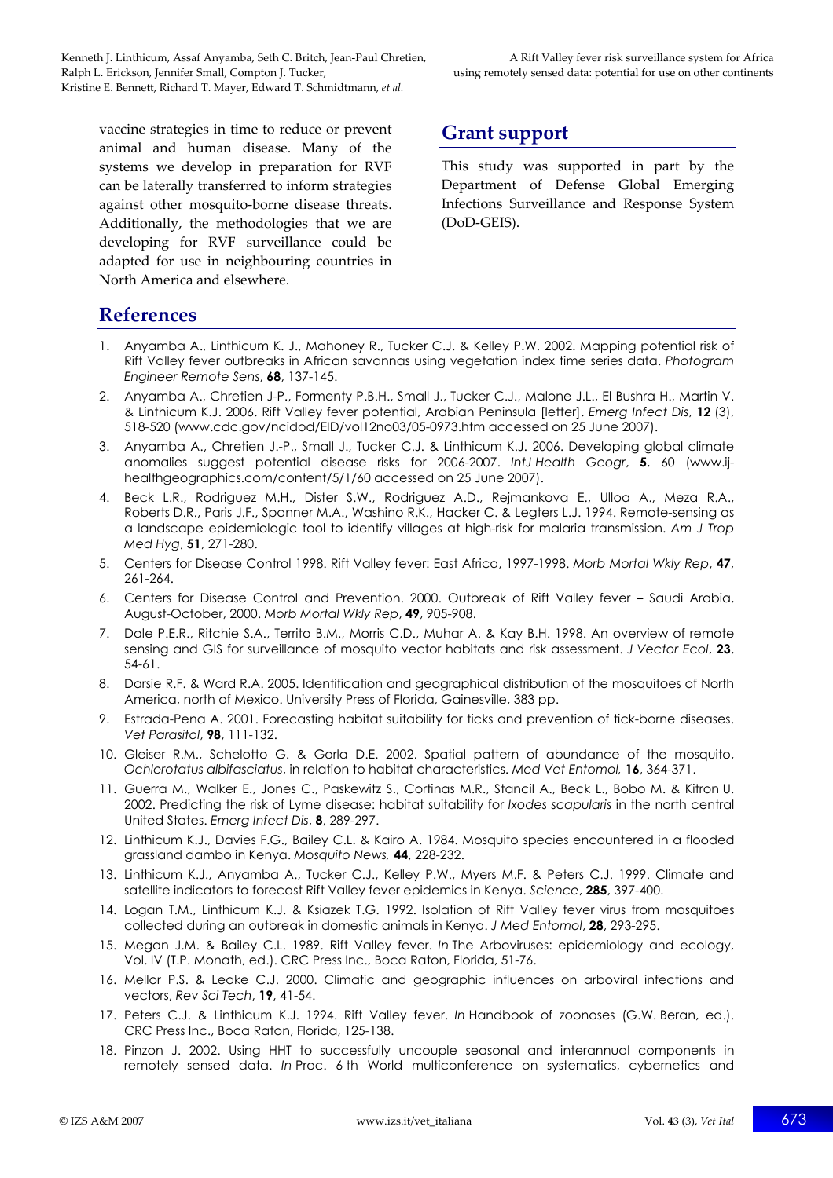vaccine strategies in time to reduce or prevent animal and human disease. Many of the systems we develop in preparation for RVF can be laterally transferred to inform strategies against other mosquito-borne disease threats. Additionally, the methodologies that we are developing for RVF surveillance could be adapted for use in neighbouring countries in North America and elsewhere.

## Grant support

This study was supported in part by the Department of Defense Global Emerging Infections Surveillance and Response System (DoD-GEIS).

## References

1. Anyamba A., Linthicum K. J., Mahoney R., Tucker C.J. & Kelley P.W. 2002. Mapping potential risk of Rift Valley fever outbreaks in African savannas using vegetation index time series data. *Photogram Engineer Remote Sens*, **68**, 137-145.
2. Anyamba A., Chretien J-P., Formenty P.B.H., Small J., Tucker C.J., Malone J.L., El Bushra H., Martin V. & Linthicum K.J. 2006. Rift Valley fever potential, Arabian Peninsula [letter]. *Emerg Infect Dis*, **12** (3), 518-520 (www.cdc.gov/ncidod/EID/vol12no03/05-0973.htm accessed on 25 June 2007).
3. Anyamba A., Chretien J.-P., Small J., Tucker C.J. & Linthicum K.J. 2006. Developing global climate anomalies suggest potential disease risks for 2006-2007. *IntJ Health Geogr*, **5**, 60 (www.ij-healthgeographics.com/content/5/1/60 accessed on 25 June 2007).
4. Beck L.R., Rodriguez M.H., Dister S.W., Rodriguez A.D., Rejmankova E., Ulloa A., Meza R.A., Roberts D.R., Paris J.F., Spanner M.A., Washino R.K., Hacker C. & Legters L.J. 1994. Remote-sensing as a landscape epidemiologic tool to identify villages at high-risk for malaria transmission. *Am J Trop Med Hyg*, **51**, 271-280.
5. Centers for Disease Control 1998. Rift Valley fever: East Africa, 1997-1998. *Morb Mortal Wkly Rep*, **47**, 261-264.
6. Centers for Disease Control and Prevention. 2000. Outbreak of Rift Valley fever – Saudi Arabia, August-October, 2000. *Morb Mortal Wkly Rep*, **49**, 905-908.
7. Dale P.E.R., Ritchie S.A., Territo B.M., Morris C.D., Muhar A. & Kay B.H. 1998. An overview of remote sensing and GIS for surveillance of mosquito vector habitats and risk assessment. *J Vector Ecol*, **23**, 54-61.
8. Darsie R.F. & Ward R.A. 2005. Identification and geographical distribution of the mosquitoes of North America, north of Mexico. University Press of Florida, Gainesville, 383 pp.
9. Estrada-Pena A. 2001. Forecasting habitat suitability for ticks and prevention of tick-borne diseases. *Vet Parasitol*, **98**, 111-132.
10. Gleiser R.M., Schelotto G. & Gorla D.E. 2002. Spatial pattern of abundance of the mosquito, *Ochlerotatus albifasciatus*, in relation to habitat characteristics. *Med Vet Entomol,* **16**, 364-371.
11. Guerra M., Walker E., Jones C., Paskewitz S., Cortinas M.R., Stancil A., Beck L., Bobo M. & Kitron U. 2002. Predicting the risk of Lyme disease: habitat suitability for *Ixodes scapularis* in the north central United States. *Emerg Infect Dis*, **8**, 289-297.
12. Linthicum K.J., Davies F.G., Bailey C.L. & Kairo A. 1984. Mosquito species encountered in a flooded grassland dambo in Kenya. *Mosquito News,* **44**, 228-232.
13. Linthicum K.J., Anyamba A., Tucker C.J., Kelley P.W., Myers M.F. & Peters C.J. 1999. Climate and satellite indicators to forecast Rift Valley fever epidemics in Kenya. *Science*, **285**, 397-400.
14. Logan T.M., Linthicum K.J. & Ksiazek T.G. 1992. Isolation of Rift Valley fever virus from mosquitoes collected during an outbreak in domestic animals in Kenya. *J Med Entomol*, **28**, 293-295.
15. Megan J.M. & Bailey C.L. 1989. Rift Valley fever. *In* The Arboviruses: epidemiology and ecology, Vol. IV (T.P. Monath, ed.). CRC Press Inc., Boca Raton, Florida, 51-76.
16. Mellor P.S. & Leake C.J. 2000. Climatic and geographic influences on arboviral infections and vectors, *Rev Sci Tech*, **19**, 41-54.
17. Peters C.J. & Linthicum K.J. 1994. Rift Valley fever. *In* Handbook of zoonoses (G.W. Beran, ed.). CRC Press Inc., Boca Raton, Florida, 125-138.
18. Pinzon J. 2002. Using HHT to successfully uncouple seasonal and interannual components in remotely sensed data. *In* Proc. 6 th World multiconference on systematics, cybernetics and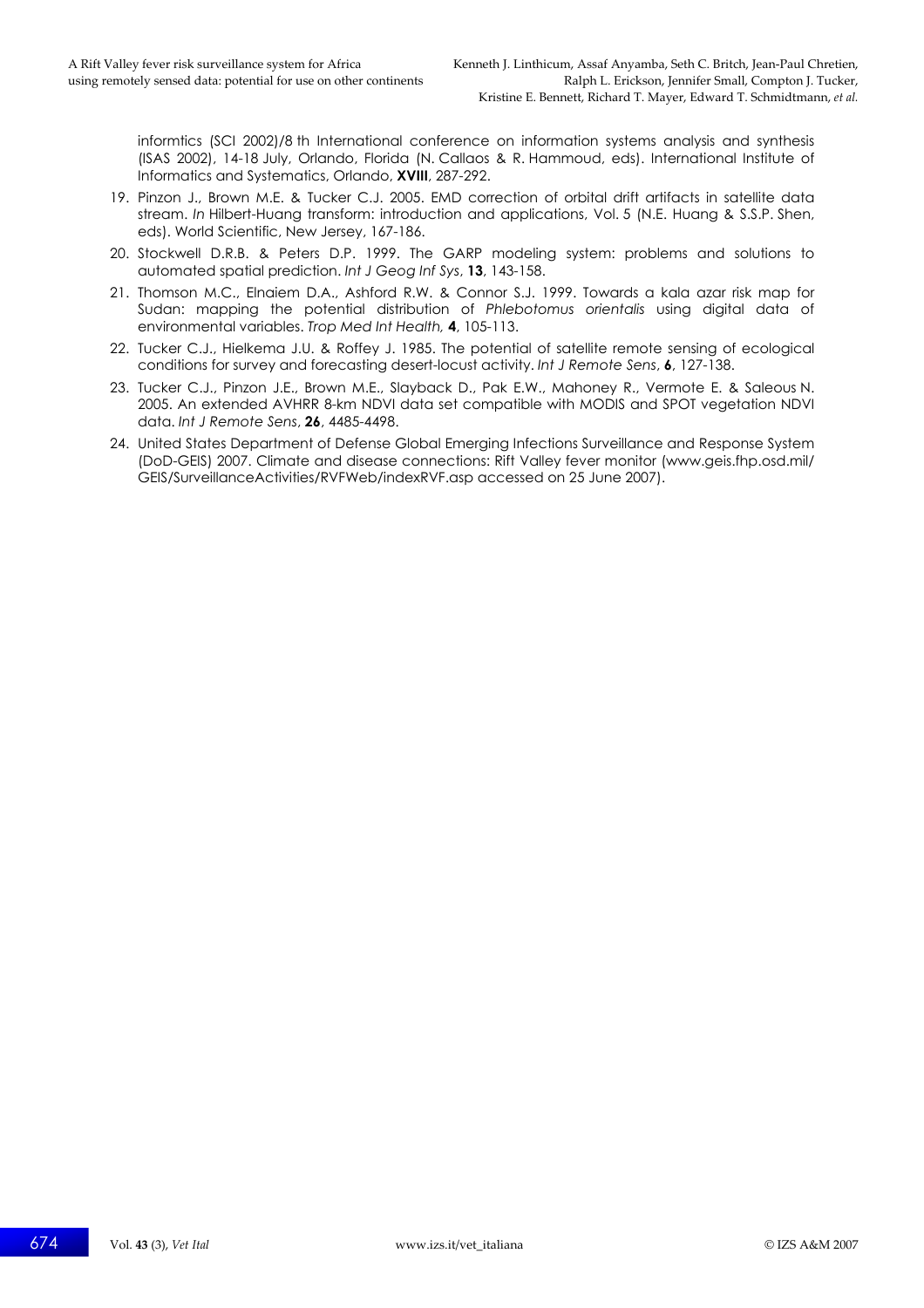informtics (SCI 2002)/8 th International conference on information systems analysis and synthesis (ISAS 2002), 14-18 July, Orlando, Florida (N. Callaos & R. Hammoud, eds). International Institute of Informatics and Systematics, Orlando, **XVIII**, 287-292.

19. Pinzon J., Brown M.E. & Tucker C.J. 2005. EMD correction of orbital drift artifacts in satellite data stream. *In* Hilbert-Huang transform: introduction and applications, Vol. 5 (N.E. Huang & S.S.P. Shen, eds). World Scientific, New Jersey, 167-186.
20. Stockwell D.R.B. & Peters D.P. 1999. The GARP modeling system: problems and solutions to automated spatial prediction. *Int J Geog Inf Sys*, **13**, 143-158.
21. Thomson M.C., Elnaiem D.A., Ashford R.W. & Connor S.J. 1999. Towards a kala azar risk map for Sudan: mapping the potential distribution of *Phlebotomus orientalis* using digital data of environmental variables. *Trop Med Int Health,* **4**, 105-113.
22. Tucker C.J., Hielkema J.U. & Roffey J. 1985. The potential of satellite remote sensing of ecological conditions for survey and forecasting desert-locust activity. *Int J Remote Sens*, **6**, 127-138.
23. Tucker C.J., Pinzon J.E., Brown M.E., Slayback D., Pak E.W., Mahoney R., Vermote E. & Saleous N. 2005. An extended AVHRR 8-km NDVI data set compatible with MODIS and SPOT vegetation NDVI data. *Int J Remote Sens*, **26**, 4485-4498.
24. United States Department of Defense Global Emerging Infections Surveillance and Response System (DoD-GEIS) 2007. Climate and disease connections: Rift Valley fever monitor (www.geis.fhp.osd.mil/GEIS/SurveillanceActivities/RVFWeb/indexRVF.asp accessed on 25 June 2007).